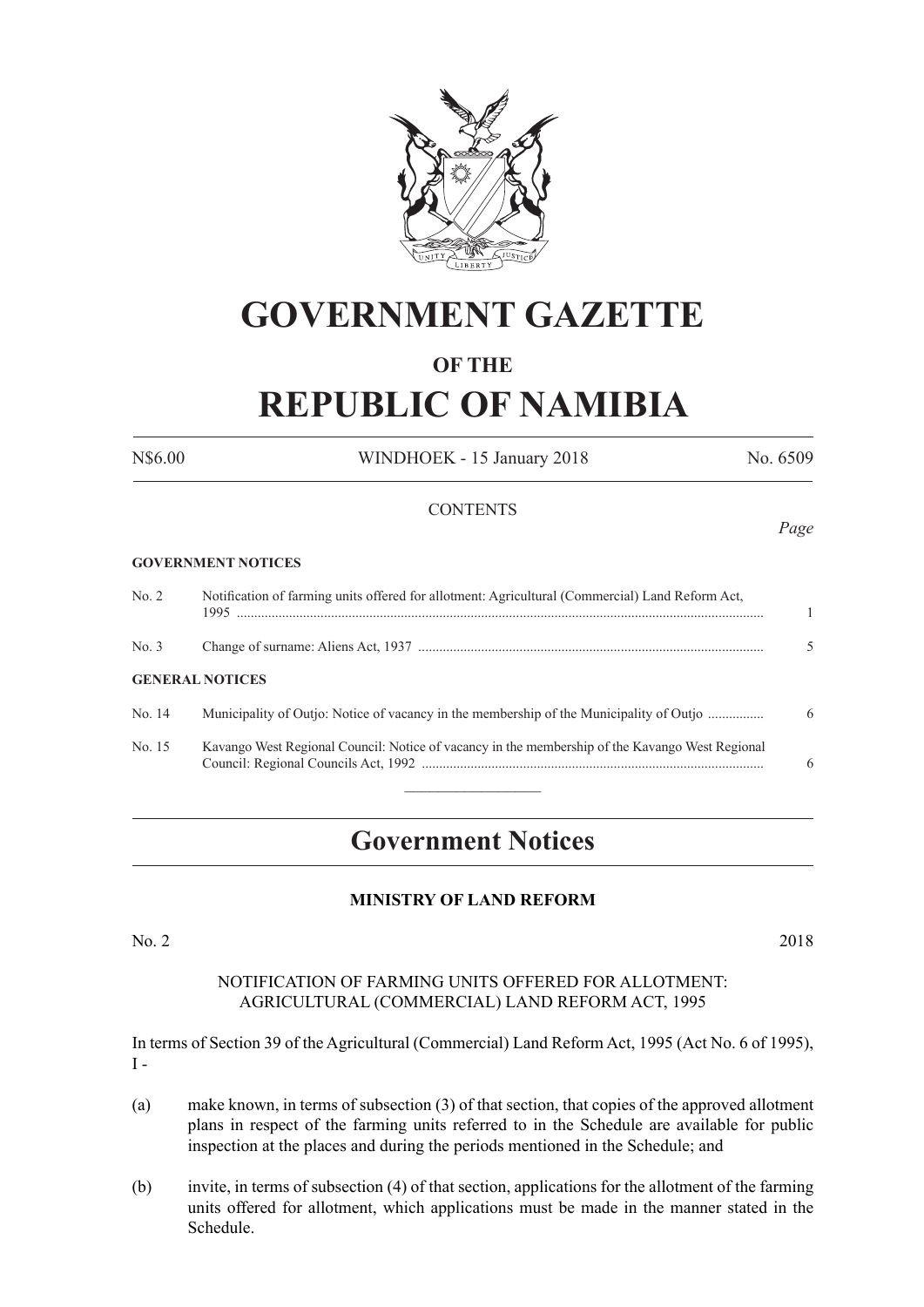# GOVERNMENT GAZETTE

## OF THE

# REPUBLIC OF NAMIBIA

N$6.00 WINDHOEK - 15 January 2018 No. 6509

CONTENTS

*Page*

**GOVERNMENT NOTICES**

| | | |
|---|---|---|
| No. 2 | Notification of farming units offered for allotment: Agricultural (Commercial) Land Reform Act, 1995 | 1 |
| No. 3 | Change of surname: Aliens Act, 1937 | 5 |

**GENERAL NOTICES**

| | | |
|---|---|---|
| No. 14 | Municipality of Outjo: Notice of vacancy in the membership of the Municipality of Outjo | 6 |
| No. 15 | Kavango West Regional Council: Notice of vacancy in the membership of the Kavango West Regional Council: Regional Councils Act, 1992 | 6 |

## Government Notices

### MINISTRY OF LAND REFORM

No. 2 2018

NOTIFICATION OF FARMING UNITS OFFERED FOR ALLOTMENT: AGRICULTURAL (COMMERCIAL) LAND REFORM ACT, 1995

In terms of Section 39 of the Agricultural (Commercial) Land Reform Act, 1995 (Act No. 6 of 1995), I -

(a) make known, in terms of subsection (3) of that section, that copies of the approved allotment plans in respect of the farming units referred to in the Schedule are available for public inspection at the places and during the periods mentioned in the Schedule; and

(b) invite, in terms of subsection (4) of that section, applications for the allotment of the farming units offered for allotment, which applications must be made in the manner stated in the Schedule.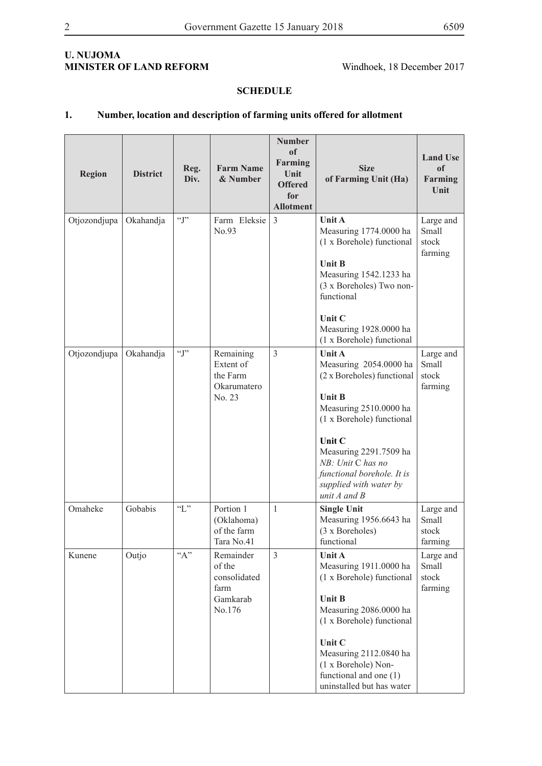**U. NUJOMA**
**MINISTER OF LAND REFORM** Windhoek, 18 December 2017

## SCHEDULE

### 1. Number, location and description of farming units offered for allotment

| Region | District | Reg. Div. | Farm Name & Number | Number of Farming Unit Offered for Allotment | Size of Farming Unit (Ha) | Land Use of Farming Unit |
|---|---|---|---|---|---|---|
| Otjozondjupa | Okahandja | "J" | Farm Eleksie No.93 | 3 | **Unit A** Measuring 1774.0000 ha (1 x Borehole) functional<br><br>**Unit B** Measuring 1542.1233 ha (3 x Boreholes) Two non-functional<br><br>**Unit C** Measuring 1928.0000 ha (1 x Borehole) functional | Large and Small stock farming |
| Otjozondjupa | Okahandja | "J" | Remaining Extent of the Farm Okarumatero No. 23 | 3 | **Unit A** Measuring 2054.0000 ha (2 x Boreholes) functional<br><br>**Unit B** Measuring 2510.0000 ha (1 x Borehole) functional<br><br>**Unit C** Measuring 2291.7509 ha *NB: Unit* C *has no functional borehole. It is supplied with water by unit A and B* | Large and Small stock farming |
| Omaheke | Gobabis | "L" | Portion 1 (Oklahoma) of the farm Tara No.41 | 1 | **Single Unit** Measuring 1956.6643 ha (3 x Boreholes) functional | Large and Small stock farming |
| Kunene | Outjo | "A" | Remainder of the consolidated farm Gamkarab No.176 | 3 | **Unit A** Measuring 1911.0000 ha (1 x Borehole) functional<br><br>**Unit B** Measuring 2086.0000 ha (1 x Borehole) functional<br><br>**Unit C** Measuring 2112.0840 ha (1 x Borehole) Non-functional and one (1) uninstalled but has water | Large and Small stock farming |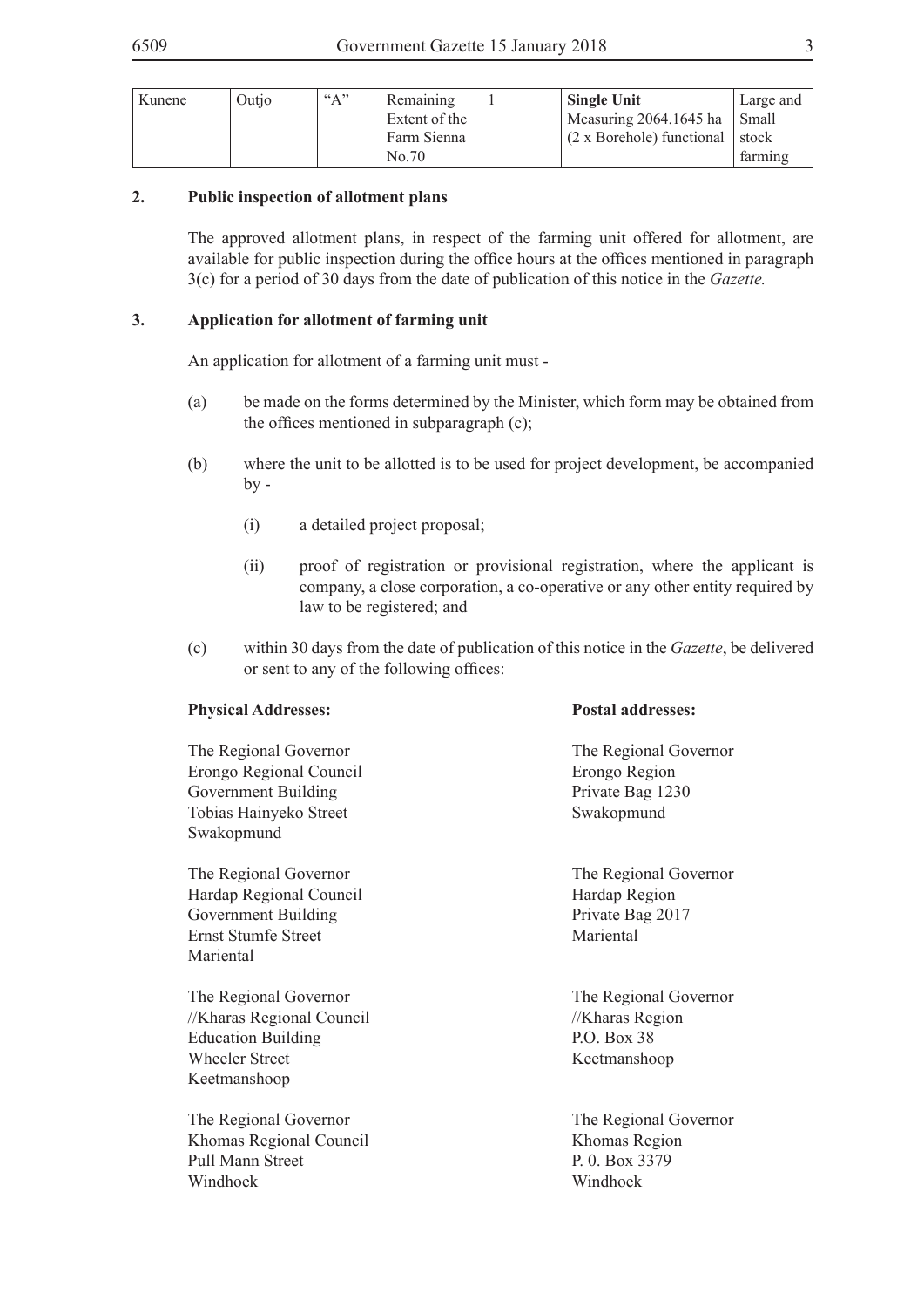| Kunene | Outjo | "A" | Remaining Extent of the Farm Sienna No.70 | 1 | **Single Unit** Measuring 2064.1645 ha (2 x Borehole) functional | Large and Small stock farming |
|---|---|---|---|---|---|---|

**2. Public inspection of allotment plans**

The approved allotment plans, in respect of the farming unit offered for allotment, are available for public inspection during the office hours at the offices mentioned in paragraph 3(c) for a period of 30 days from the date of publication of this notice in the *Gazette.*

**3. Application for allotment of farming unit**

An application for allotment of a farming unit must -

(a) be made on the forms determined by the Minister, which form may be obtained from the offices mentioned in subparagraph (c);

(b) where the unit to be allotted is to be used for project development, be accompanied by -

(i) a detailed project proposal;

(ii) proof of registration or provisional registration, where the applicant is company, a close corporation, a co-operative or any other entity required by law to be registered; and

(c) within 30 days from the date of publication of this notice in the *Gazette*, be delivered or sent to any of the following offices:

| **Physical Addresses:** | **Postal addresses:** |
|---|---|
| The Regional Governor<br>Erongo Regional Council<br>Government Building<br>Tobias Hainyeko Street<br>Swakopmund | The Regional Governor<br>Erongo Region<br>Private Bag 1230<br>Swakopmund |
| The Regional Governor<br>Hardap Regional Council<br>Government Building<br>Ernst Stumfe Street<br>Mariental | The Regional Governor<br>Hardap Region<br>Private Bag 2017<br>Mariental |
| The Regional Governor<br>//Kharas Regional Council<br>Education Building<br>Wheeler Street<br>Keetmanshoop | The Regional Governor<br>//Kharas Region<br>P.O. Box 38<br>Keetmanshoop |
| The Regional Governor<br>Khomas Regional Council<br>Pull Mann Street<br>Windhoek | The Regional Governor<br>Khomas Region<br>P. 0. Box 3379<br>Windhoek |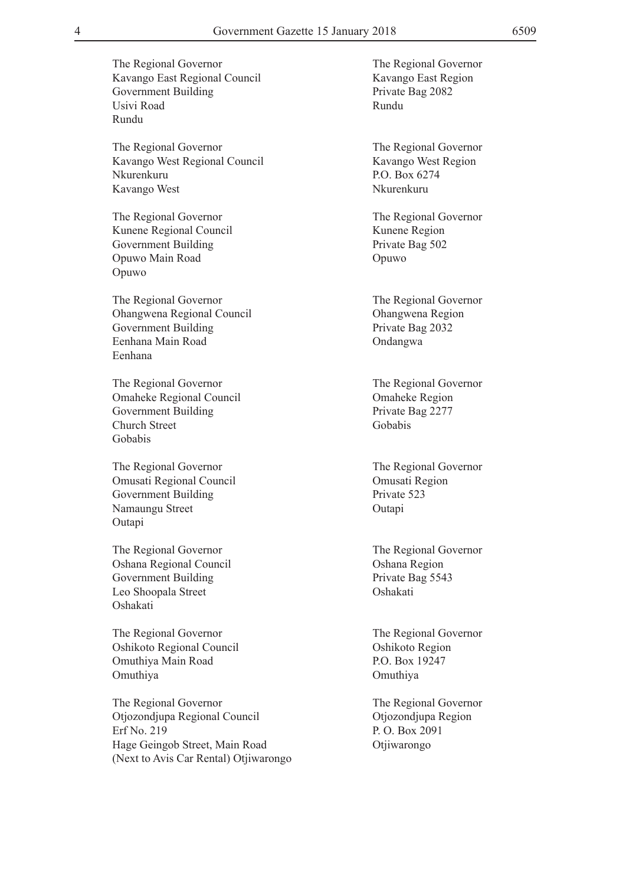The Regional Governor
Kavango East Regional Council
Government Building
Usivi Road
Rundu

The Regional Governor
Kavango East Region
Private Bag 2082
Rundu

The Regional Governor
Kavango West Regional Council
Nkurenkuru
Kavango West

The Regional Governor
Kavango West Region
P.O. Box 6274
Nkurenkuru

The Regional Governor
Kunene Regional Council
Government Building
Opuwo Main Road
Opuwo

The Regional Governor
Kunene Region
Private Bag 502
Opuwo

The Regional Governor
Ohangwena Regional Council
Government Building
Eenhana Main Road
Eenhana

The Regional Governor
Ohangwena Region
Private Bag 2032
Ondangwa

The Regional Governor
Omaheke Regional Council
Government Building
Church Street
Gobabis

The Regional Governor
Omaheke Region
Private Bag 2277
Gobabis

The Regional Governor
Omusati Regional Council
Government Building
Namaungu Street
Outapi

The Regional Governor
Omusati Region
Private 523
Outapi

The Regional Governor
Oshana Regional Council
Government Building
Leo Shoopala Street
Oshakati

The Regional Governor
Oshana Region
Private Bag 5543
Oshakati

The Regional Governor
Oshikoto Regional Council
Omuthiya Main Road
Omuthiya

The Regional Governor
Oshikoto Region
P.O. Box 19247
Omuthiya

The Regional Governor
Otjozondjupa Regional Council
Erf No. 219
Hage Geingob Street, Main Road
(Next to Avis Car Rental) Otjiwarongo

The Regional Governor
Otjozondjupa Region
P. O. Box 2091
Otjiwarongo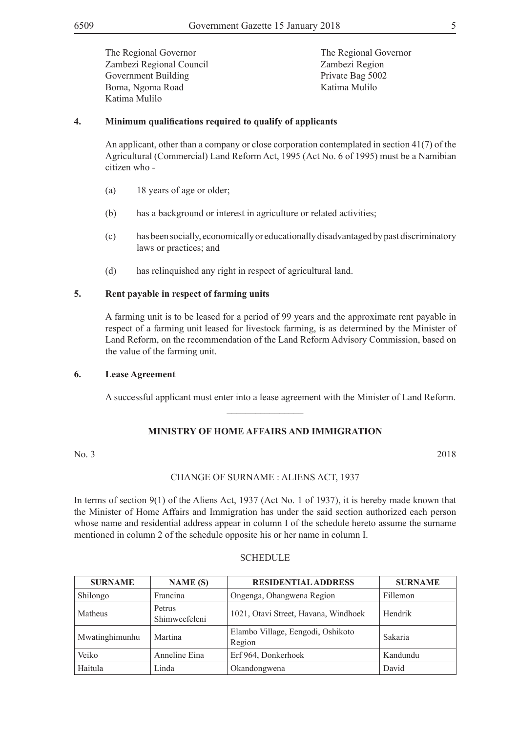The Regional Governor
Zambezi Regional Council
Government Building
Boma, Ngoma Road
Katima Mulilo

The Regional Governor
Zambezi Region
Private Bag 5002
Katima Mulilo

**4. Minimum qualifications required to qualify of applicants**

An applicant, other than a company or close corporation contemplated in section 41(7) of the Agricultural (Commercial) Land Reform Act, 1995 (Act No. 6 of 1995) must be a Namibian citizen who -

(a) 18 years of age or older;

(b) has a background or interest in agriculture or related activities;

(c) has been socially, economically or educationally disadvantaged by past discriminatory laws or practices; and

(d) has relinquished any right in respect of agricultural land.

**5. Rent payable in respect of farming units**

A farming unit is to be leased for a period of 99 years and the approximate rent payable in respect of a farming unit leased for livestock farming, is as determined by the Minister of Land Reform, on the recommendation of the Land Reform Advisory Commission, based on the value of the farming unit.

**6. Lease Agreement**

A successful applicant must enter into a lease agreement with the Minister of Land Reform.

________________

**MINISTRY OF HOME AFFAIRS AND IMMIGRATION**

No. 3 2018

CHANGE OF SURNAME : ALIENS ACT, 1937

In terms of section 9(1) of the Aliens Act, 1937 (Act No. 1 of 1937), it is hereby made known that the Minister of Home Affairs and Immigration has under the said section authorized each person whose name and residential address appear in column I of the schedule hereto assume the surname mentioned in column 2 of the schedule opposite his or her name in column I.

SCHEDULE

| SURNAME | NAME (S) | RESIDENTIAL ADDRESS | SURNAME |
|---|---|---|---|
| Shilongo | Francina | Ongenga, Ohangwena Region | Fillemon |
| Matheus | Petrus Shimweefeleni | 1021, Otavi Street, Havana, Windhoek | Hendrik |
| Mwatinghimunhu | Martina | Elambo Village, Eengodi, Oshikoto Region | Sakaria |
| Veiko | Anneline Eina | Erf 964, Donkerhoek | Kandundu |
| Haitula | Linda | Okandongwena | David |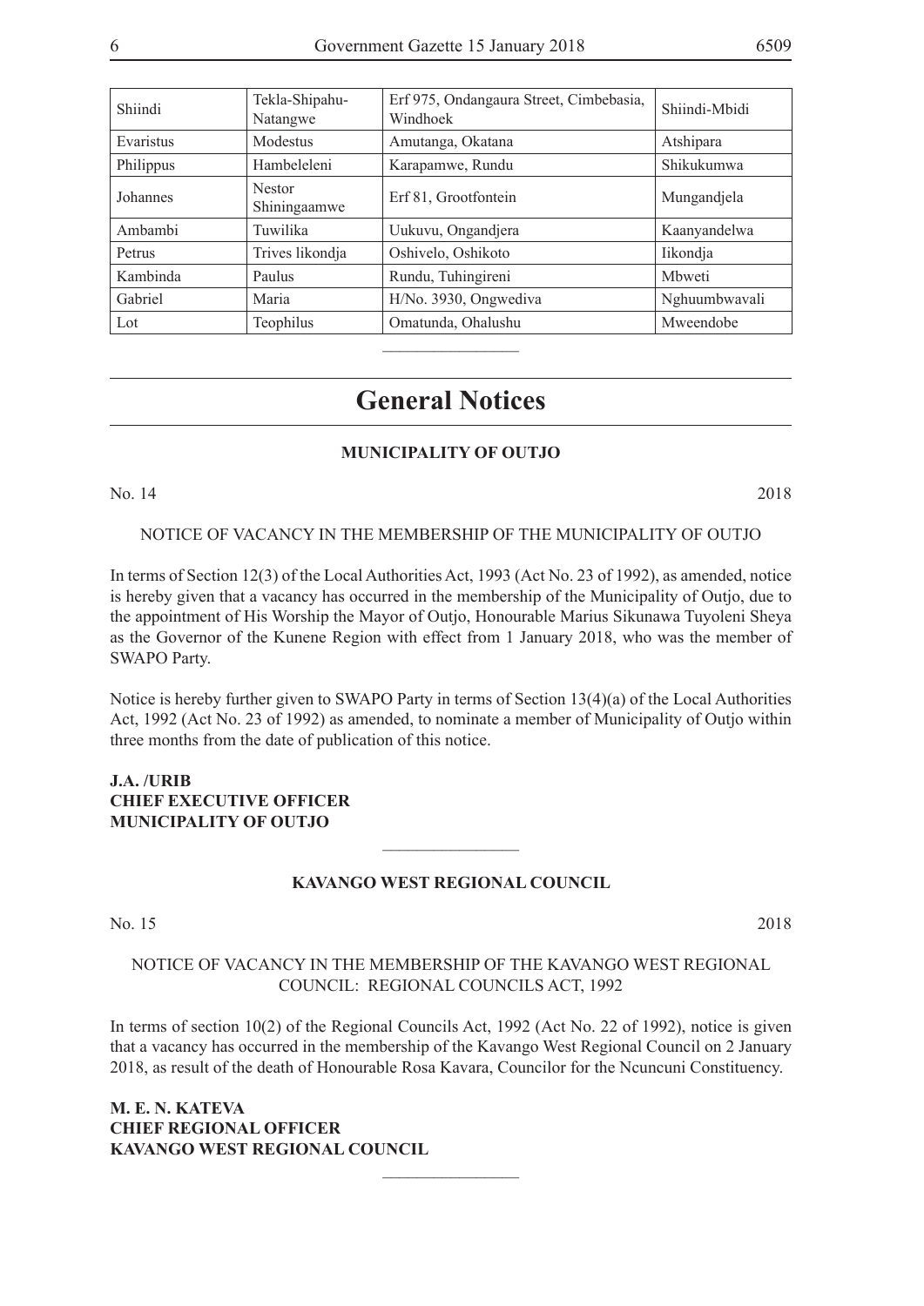| | | | |
|---|---|---|---|
| Shiindi | Tekla-Shipahu-Natangwe | Erf 975, Ondangaura Street, Cimbebasia, Windhoek | Shiindi-Mbidi |
| Evaristus | Modestus | Amutanga, Okatana | Atshipara |
| Philippus | Hambeleleni | Karapamwe, Rundu | Shikukumwa |
| Johannes | Nestor Shiningaamwe | Erf 81, Grootfontein | Mungandjela |
| Ambambi | Tuwilika | Uukuvu, Ongandjera | Kaanyandelwa |
| Petrus | Trives likondja | Oshivelo, Oshikoto | Iikondja |
| Kambinda | Paulus | Rundu, Tuhingireni | Mbweti |
| Gabriel | Maria | H/No. 3930, Ongwediva | Nghuumbwavali |
| Lot | Teophilus | Omatunda, Ohalushu | Mweendobe |

# General Notices

### MUNICIPALITY OF OUTJO

No. 14 2018

NOTICE OF VACANCY IN THE MEMBERSHIP OF THE MUNICIPALITY OF OUTJO

In terms of Section 12(3) of the Local Authorities Act, 1993 (Act No. 23 of 1992), as amended, notice is hereby given that a vacancy has occurred in the membership of the Municipality of Outjo, due to the appointment of His Worship the Mayor of Outjo, Honourable Marius Sikunawa Tuyoleni Sheya as the Governor of the Kunene Region with effect from 1 January 2018, who was the member of SWAPO Party.

Notice is hereby further given to SWAPO Party in terms of Section 13(4)(a) of the Local Authorities Act, 1992 (Act No. 23 of 1992) as amended, to nominate a member of Municipality of Outjo within three months from the date of publication of this notice.

**J.A. /URIB**
**CHIEF EXECUTIVE OFFICER**
**MUNICIPALITY OF OUTJO**

### KAVANGO WEST REGIONAL COUNCIL

No. 15 2018

NOTICE OF VACANCY IN THE MEMBERSHIP OF THE KAVANGO WEST REGIONAL COUNCIL: REGIONAL COUNCILS ACT, 1992

In terms of section 10(2) of the Regional Councils Act, 1992 (Act No. 22 of 1992), notice is given that a vacancy has occurred in the membership of the Kavango West Regional Council on 2 January 2018, as result of the death of Honourable Rosa Kavara, Councilor for the Ncuncuni Constituency.

**M. E. N. KATEVA**
**CHIEF REGIONAL OFFICER**
**KAVANGO WEST REGIONAL COUNCIL**